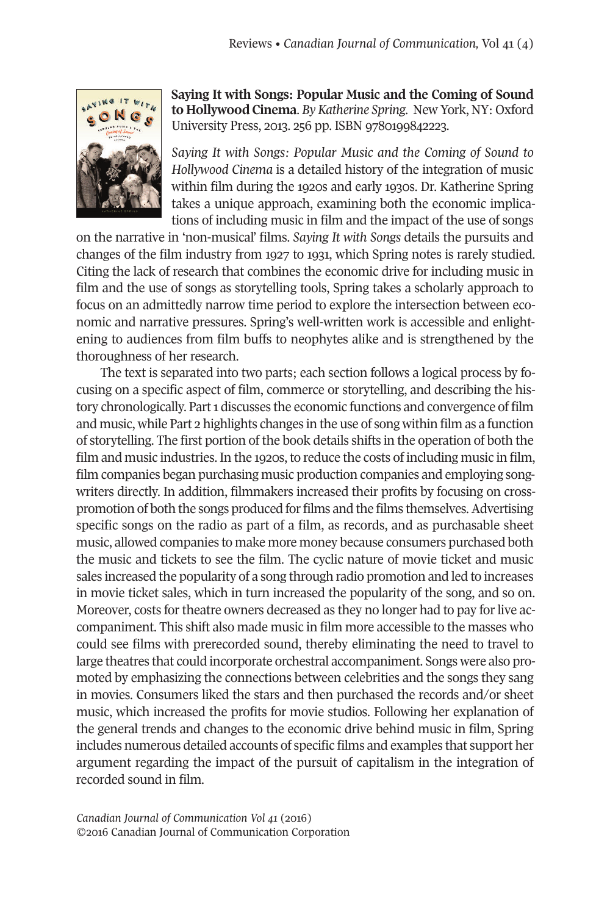**Saying It with Songs: Popular Music and the Coming of Sound to Hollywood Cinema**. *By Katherine Spring.* New York, NY: Oxford University Press, 2013. 256 pp. ISBN 9780199842223.

*Saying It with Songs: Popular Music and the Coming of Sound to Hollywood Cinema* is a detailed history of the integration of music within film during the 1920s and early 1930s. Dr. Katherine Spring takes a unique approach, examining both the economic implications of including music in film and the impact of the use of songs on the narrative in 'non-musical' films. *Saying It with Songs* details the pursuits and changes of the film industry from 1927 to 1931, which Spring notes is rarely studied. Citing the lack of research that combines the economic drive for including music in film and the use of songs as storytelling tools, Spring takes a scholarly approach to focus on an admittedly narrow time period to explore the intersection between economic and narrative pressures. Spring's well-written work is accessible and enlightening to audiences from film buffs to neophytes alike and is strengthened by the thoroughness of her research.

The text is separated into two parts; each section follows a logical process by focusing on a specific aspect of film, commerce or storytelling, and describing the history chronologically. Part 1 discusses the economic functions and convergence of film and music, while Part 2 highlights changes in the use of song within film as a function of storytelling. The first portion of the book details shifts in the operation of both the film and music industries. In the 1920s, to reduce the costs of including music in film, film companies began purchasing music production companies and employing songwriters directly. In addition, filmmakers increased their profits by focusing on cross-promotion of both the songs produced for films and the films themselves. Advertising specific songs on the radio as part of a film, as records, and as purchasable sheet music, allowed companies to make more money because consumers purchased both the music and tickets to see the film. The cyclic nature of movie ticket and music sales increased the popularity of a song through radio promotion and led to increases in movie ticket sales, which in turn increased the popularity of the song, and so on. Moreover, costs for theatre owners decreased as they no longer had to pay for live accompaniment. This shift also made music in film more accessible to the masses who could see films with prerecorded sound, thereby eliminating the need to travel to large theatres that could incorporate orchestral accompaniment. Songs were also promoted by emphasizing the connections between celebrities and the songs they sang in movies. Consumers liked the stars and then purchased the records and/or sheet music, which increased the profits for movie studios. Following her explanation of the general trends and changes to the economic drive behind music in film, Spring includes numerous detailed accounts of specific films and examples that support her argument regarding the impact of the pursuit of capitalism in the integration of recorded sound in film.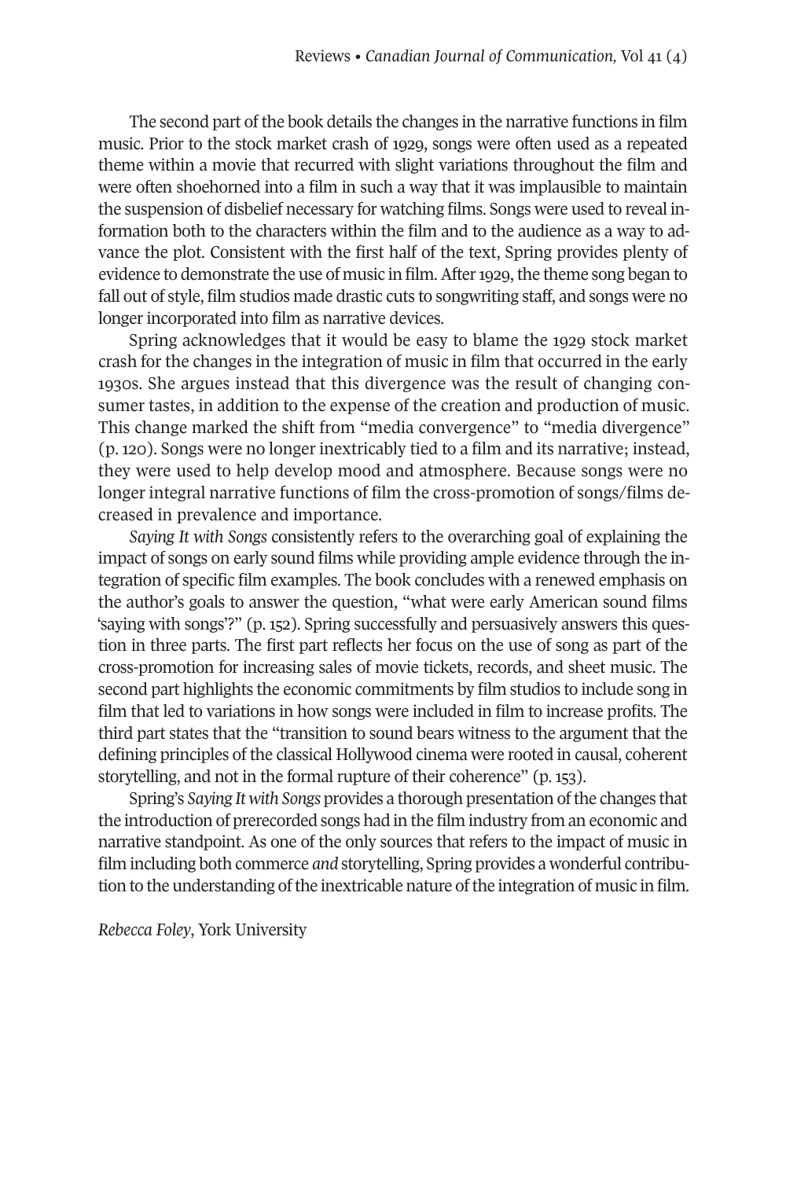The second part of the book details the changes in the narrative functions in film music. Prior to the stock market crash of 1929, songs were often used as a repeated theme within a movie that recurred with slight variations throughout the film and were often shoehorned into a film in such a way that it was implausible to maintain the suspension of disbelief necessary for watching films. Songs were used to reveal information both to the characters within the film and to the audience as a way to advance the plot. Consistent with the first half of the text, Spring provides plenty of evidence to demonstrate the use of music in film. After 1929, the theme song began to fall out of style, film studios made drastic cuts to songwriting staff, and songs were no longer incorporated into film as narrative devices.

Spring acknowledges that it would be easy to blame the 1929 stock market crash for the changes in the integration of music in film that occurred in the early 1930s. She argues instead that this divergence was the result of changing consumer tastes, in addition to the expense of the creation and production of music. This change marked the shift from "media convergence" to "media divergence" (p. 120). Songs were no longer inextricably tied to a film and its narrative; instead, they were used to help develop mood and atmosphere. Because songs were no longer integral narrative functions of film the cross-promotion of songs/films decreased in prevalence and importance.

*Saying It with Songs* consistently refers to the overarching goal of explaining the impact of songs on early sound films while providing ample evidence through the integration of specific film examples. The book concludes with a renewed emphasis on the author's goals to answer the question, "what were early American sound films 'saying with songs'?" (p. 152). Spring successfully and persuasively answers this question in three parts. The first part reflects her focus on the use of song as part of the cross-promotion for increasing sales of movie tickets, records, and sheet music. The second part highlights the economic commitments by film studios to include song in film that led to variations in how songs were included in film to increase profits. The third part states that the "transition to sound bears witness to the argument that the defining principles of the classical Hollywood cinema were rooted in causal, coherent storytelling, and not in the formal rupture of their coherence" (p. 153).

Spring's *Saying It with Songs* provides a thorough presentation of the changes that the introduction of prerecorded songs had in the film industry from an economic and narrative standpoint. As one of the only sources that refers to the impact of music in film including both commerce *and* storytelling, Spring provides a wonderful contribution to the understanding of the inextricable nature of the integration of music in film.

*Rebecca Foley*, York University